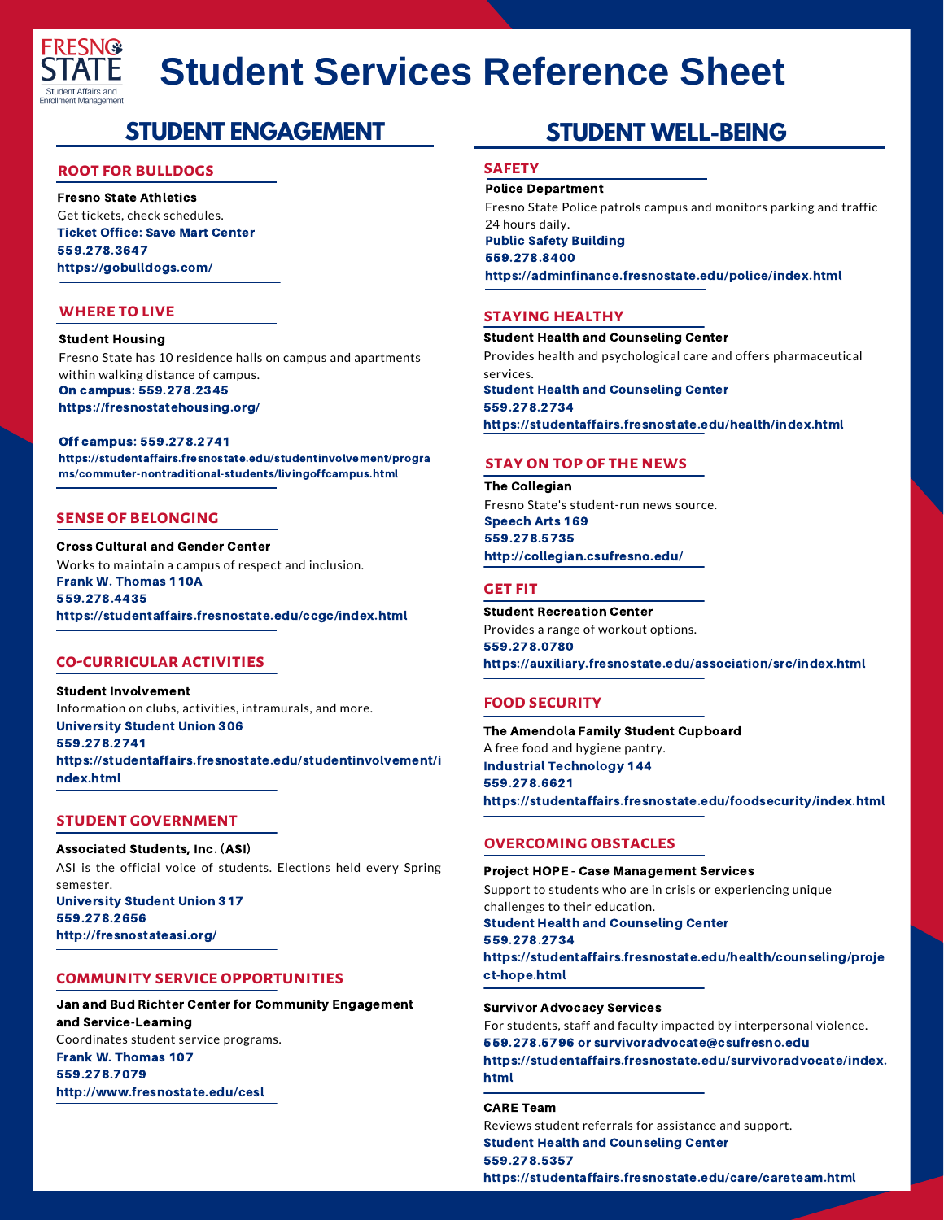Fresno State
Student Affairs and Enrollment Management

# Student Services Reference Sheet

## STUDENT ENGAGEMENT

### ROOT FOR BULLDOGS

**Fresno State Athletics**
Get tickets, check schedules.
**Ticket Office: Save Mart Center**
**559.278.3647**
**https://gobulldogs.com/**

### WHERE TO LIVE

**Student Housing**
Fresno State has 10 residence halls on campus and apartments within walking distance of campus.
**On campus: 559.278.2345**
**https://fresnostatehousing.org/**

**Off campus: 559.278.2741**
**https://studentaffairs.fresnostate.edu/studentinvolvement/programs/commuter-nontraditional-students/livingoffcampus.html**

### SENSE OF BELONGING

**Cross Cultural and Gender Center**
Works to maintain a campus of respect and inclusion.
**Frank W. Thomas 110A**
**559.278.4435**
**https://studentaffairs.fresnostate.edu/ccgc/index.html**

### CO-CURRICULAR ACTIVITIES

**Student Involvement**
Information on clubs, activities, intramurals, and more.
**University Student Union 306**
**559.278.2741**
**https://studentaffairs.fresnostate.edu/studentinvolvement/index.html**

### STUDENT GOVERNMENT

**Associated Students, Inc. (ASI)**
ASI is the official voice of students. Elections held every Spring semester.
**University Student Union 317**
**559.278.2656**
**http://fresnostateasi.org/**

### COMMUNITY SERVICE OPPORTUNITIES

**Jan and Bud Richter Center for Community Engagement and Service-Learning**
Coordinates student service programs.
**Frank W. Thomas 107**
**559.278.7079**
**http://www.fresnostate.edu/cesl**

## STUDENT WELL-BEING

### SAFETY

**Police Department**
Fresno State Police patrols campus and monitors parking and traffic 24 hours daily.
**Public Safety Building**
**559.278.8400**
**https://adminfinance.fresnostate.edu/police/index.html**

### STAYING HEALTHY

**Student Health and Counseling Center**
Provides health and psychological care and offers pharmaceutical services.
**Student Health and Counseling Center**
**559.278.2734**
**https://studentaffairs.fresnostate.edu/health/index.html**

### STAY ON TOP OF THE NEWS

**The Collegian**
Fresno State's student-run news source.
**Speech Arts 169**
**559.278.5735**
**http://collegian.csufresno.edu/**

### GET FIT

**Student Recreation Center**
Provides a range of workout options.
**559.278.0780**
**https://auxiliary.fresnostate.edu/association/src/index.html**

### FOOD SECURITY

**The Amendola Family Student Cupboard**
A free food and hygiene pantry.
**Industrial Technology 144**
**559.278.6621**
**https://studentaffairs.fresnostate.edu/foodsecurity/index.html**

### OVERCOMING OBSTACLES

**Project HOPE - Case Management Services**
Support to students who are in crisis or experiencing unique challenges to their education.
**Student Health and Counseling Center**
**559.278.2734**
**https://studentaffairs.fresnostate.edu/health/counseling/project-hope.html**

**Survivor Advocacy Services**
For students, staff and faculty impacted by interpersonal violence.
**559.278.5796 or survivoradvocate@csufresno.edu**
**https://studentaffairs.fresnostate.edu/survivoradvocate/index.html**

**CARE Team**
Reviews student referrals for assistance and support.
**Student Health and Counseling Center**
**559.278.5357**
**https://studentaffairs.fresnostate.edu/care/careteam.html**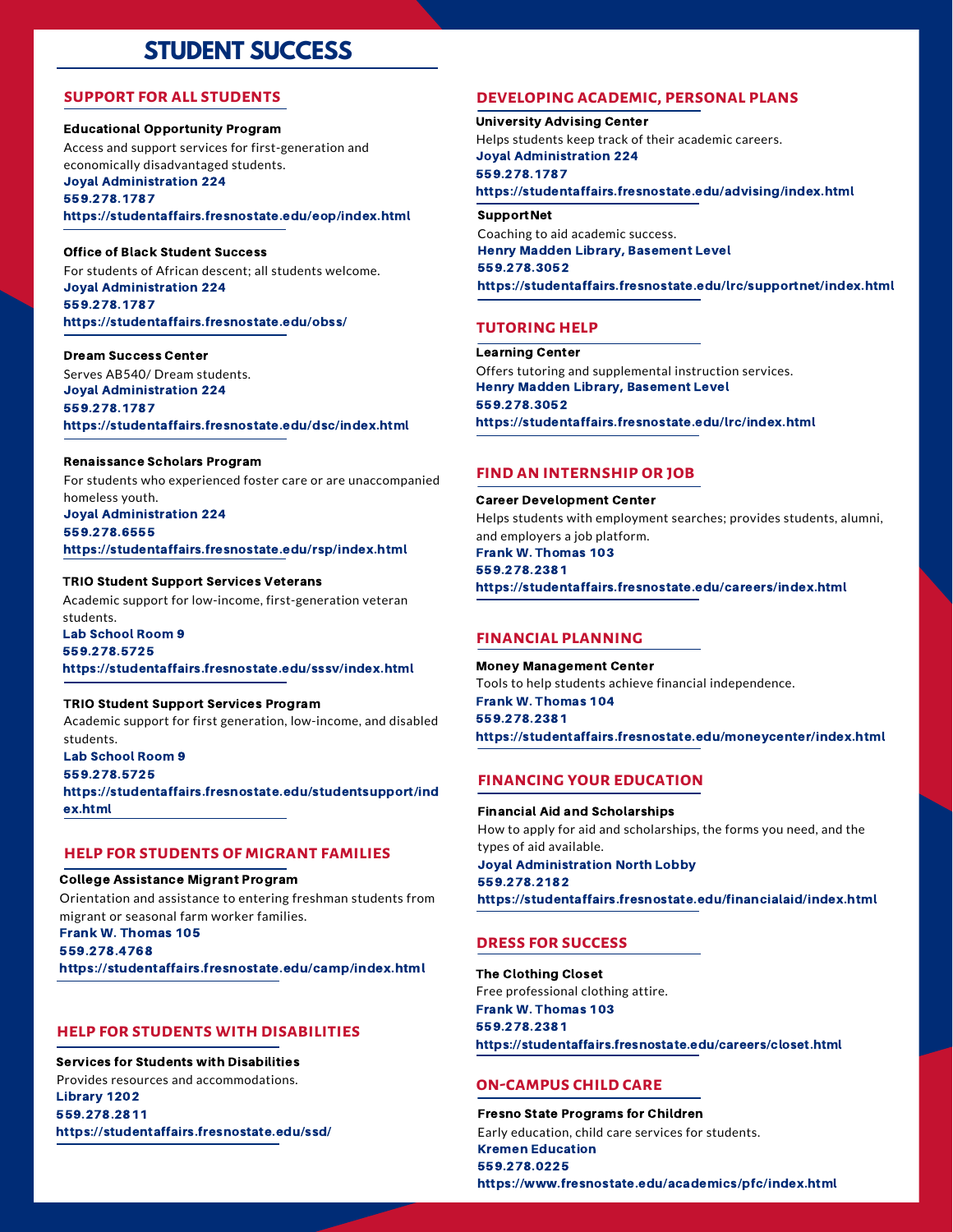# STUDENT SUCCESS

## SUPPORT FOR ALL STUDENTS

**Educational Opportunity Program**
Access and support services for first-generation and economically disadvantaged students.
**Joyal Administration 224**
**559.278.1787**
**https://studentaffairs.fresnostate.edu/eop/index.html**

**Office of Black Student Success**
For students of African descent; all students welcome.
**Joyal Administration 224**
**559.278.1787**
**https://studentaffairs.fresnostate.edu/obss/**

**Dream Success Center**
Serves AB540/ Dream students.
**Joyal Administration 224**
**559.278.1787**
**https://studentaffairs.fresnostate.edu/dsc/index.html**

**Renaissance Scholars Program**
For students who experienced foster care or are unaccompanied homeless youth.
**Joyal Administration 224**
**559.278.6555**
**https://studentaffairs.fresnostate.edu/rsp/index.html**

**TRIO Student Support Services Veterans**
Academic support for low-income, first-generation veteran students.
**Lab School Room 9**
**559.278.5725**
**https://studentaffairs.fresnostate.edu/sssv/index.html**

**TRIO Student Support Services Program**
Academic support for first generation, low-income, and disabled students.
**Lab School Room 9**
**559.278.5725**
**https://studentaffairs.fresnostate.edu/studentsupport/index.html**

## HELP FOR STUDENTS OF MIGRANT FAMILIES

**College Assistance Migrant Program**
Orientation and assistance to entering freshman students from migrant or seasonal farm worker families.
**Frank W. Thomas 105**
**559.278.4768**
**https://studentaffairs.fresnostate.edu/camp/index.html**

## HELP FOR STUDENTS WITH DISABILITIES

**Services for Students with Disabilities**
Provides resources and accommodations.
**Library 1202**
**559.278.2811**
**https://studentaffairs.fresnostate.edu/ssd/**

## DEVELOPING ACADEMIC, PERSONAL PLANS

**University Advising Center**
Helps students keep track of their academic careers.
**Joyal Administration 224**
**559.278.1787**
**https://studentaffairs.fresnostate.edu/advising/index.html**

**SupportNet**
Coaching to aid academic success.
**Henry Madden Library, Basement Level**
**559.278.3052**
**https://studentaffairs.fresnostate.edu/lrc/supportnet/index.html**

## TUTORING HELP

**Learning Center**
Offers tutoring and supplemental instruction services.
**Henry Madden Library, Basement Level**
**559.278.3052**
**https://studentaffairs.fresnostate.edu/lrc/index.html**

## FIND AN INTERNSHIP OR JOB

**Career Development Center**
Helps students with employment searches; provides students, alumni, and employers a job platform.
**Frank W. Thomas 103**
**559.278.2381**
**https://studentaffairs.fresnostate.edu/careers/index.html**

## FINANCIAL PLANNING

**Money Management Center**
Tools to help students achieve financial independence.
**Frank W. Thomas 104**
**559.278.2381**
**https://studentaffairs.fresnostate.edu/moneycenter/index.html**

## FINANCING YOUR EDUCATION

**Financial Aid and Scholarships**
How to apply for aid and scholarships, the forms you need, and the types of aid available.
**Joyal Administration North Lobby**
**559.278.2182**
**https://studentaffairs.fresnostate.edu/financialaid/index.html**

## DRESS FOR SUCCESS

**The Clothing Closet**
Free professional clothing attire.
**Frank W. Thomas 103**
**559.278.2381**
**https://studentaffairs.fresnostate.edu/careers/closet.html**

## ON-CAMPUS CHILD CARE

**Fresno State Programs for Children**
Early education, child care services for students.
**Kremen Education**
**559.278.0225**
**https://www.fresnostate.edu/academics/pfc/index.html**